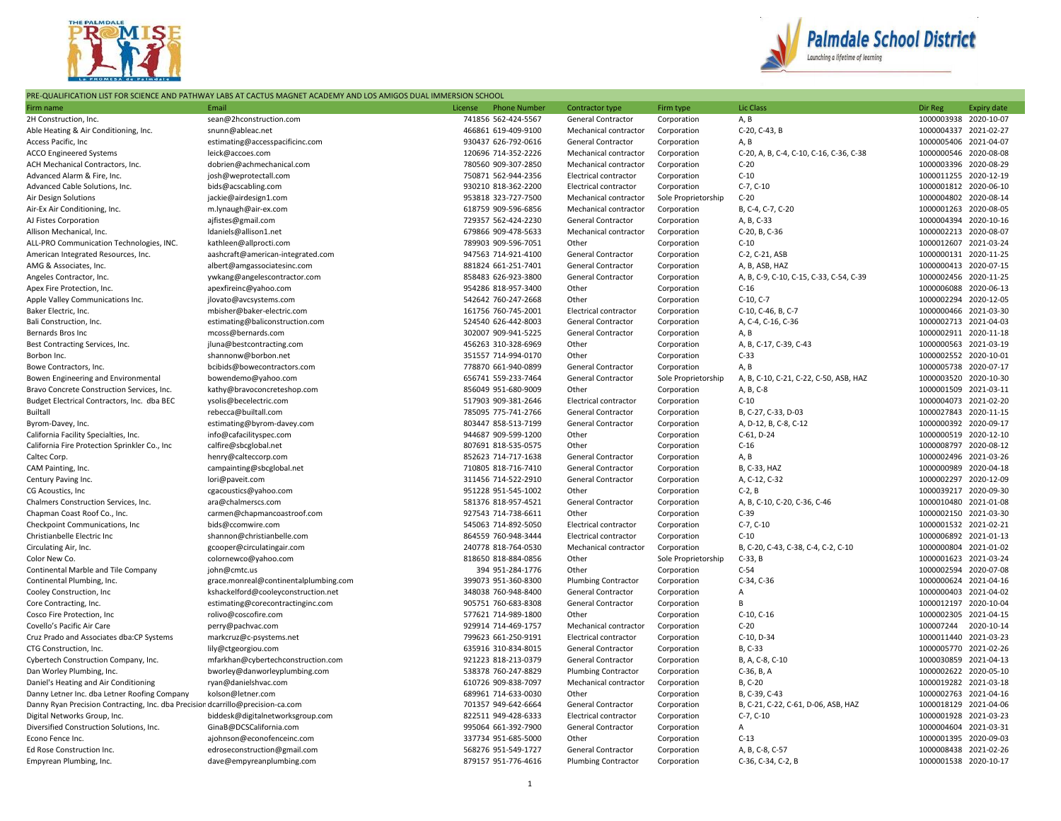PRE-QUALIFICATION LIST FOR SCIENCE AND PATHWAY LABS AT CACTUS MAGNET ACADEMY AND LOS AMIGOS DUAL IMMERSION SCHOOL

| Firm name | Email | License | Phone Number | Contractor type | Firm type | Lic Class | Dir Reg | Expiry date |
|---|---|---|---|---|---|---|---|---|
| 2H Construction, Inc. | sean@2hconstruction.com | 741856 | 562-424-5567 | General Contractor | Corporation | A, B | 1000003938 | 2020-10-07 |
| Able Heating & Air Conditioning, Inc. | snunn@ableac.net | 466861 | 619-409-9100 | Mechanical contractor | Corporation | C-20, C-43, B | 1000004337 | 2021-02-27 |
| Access Pacific, Inc | estimating@accesspacificinc.com | 930437 | 626-792-0616 | General Contractor | Corporation | A, B | 1000005406 | 2021-04-07 |
| ACCO Engineered Systems | leick@accoes.com | 120696 | 714-352-2226 | Mechanical contractor | Corporation | C-20, A, B, C-4, C-10, C-16, C-36, C-38 | 1000000546 | 2020-08-08 |
| ACH Mechanical Contractors, Inc. | dobrien@achmechanical.com | 780560 | 909-307-2850 | Mechanical contractor | Corporation | C-20 | 1000003396 | 2020-08-29 |
| Advanced Alarm & Fire, Inc. | josh@weprotectall.com | 750871 | 562-944-2356 | Electrical contractor | Corporation | C-10 | 1000011255 | 2020-12-19 |
| Advanced Cable Solutions, Inc. | bids@acscabling.com | 930210 | 818-362-2200 | Electrical contractor | Corporation | C-7, C-10 | 1000001812 | 2020-06-10 |
| Air Design Solutions | jackie@airdesign1.com | 953818 | 323-727-7500 | Mechanical contractor | Sole Proprietorship | C-20 | 1000004802 | 2020-08-14 |
| Air-Ex Air Conditioning, Inc. | m.lynaugh@air-ex.com | 618759 | 909-596-6856 | Mechanical contractor | Corporation | B, C-4, C-7, C-20 | 1000001263 | 2020-08-05 |
| AJ Fistes Corporation | ajfistes@gmail.com | 729357 | 562-424-2230 | General Contractor | Corporation | A, B, C-33 | 1000004394 | 2020-10-16 |
| Allison Mechanical, Inc. | ldaniels@allison1.net | 679866 | 909-478-5633 | Mechanical contractor | Corporation | C-20, B, C-36 | 1000002213 | 2020-08-07 |
| ALL-PRO Communication Technologies, INC. | kathleen@allprocti.com | 789903 | 909-596-7051 | Other | Corporation | C-10 | 1000012607 | 2021-03-24 |
| American Integrated Resources, Inc. | aashcraft@american-integrated.com | 947563 | 714-921-4100 | General Contractor | Corporation | C-2, C-21, ASB | 1000000131 | 2020-11-25 |
| AMG & Associates, Inc. | albert@amgassociatesinc.com | 881824 | 661-251-7401 | General Contractor | Corporation | A, B, ASB, HAZ | 1000000413 | 2020-07-15 |
| Angeles Contractor, Inc. | ywkang@angelescontractor.com | 858483 | 626-923-3800 | General Contractor | Corporation | A, B, C-9, C-10, C-15, C-33, C-54, C-39 | 1000002456 | 2020-11-25 |
| Apex Fire Protection, Inc. | apexfireinc@yahoo.com | 954286 | 818-957-3400 | Other | Corporation | C-16 | 1000006088 | 2020-06-13 |
| Apple Valley Communications Inc. | jlovato@avcsystems.com | 542642 | 760-247-2668 | Other | Corporation | C-10, C-7 | 1000002294 | 2020-12-05 |
| Baker Electric, Inc. | mbisher@baker-electric.com | 161756 | 760-745-2001 | Electrical contractor | Corporation | C-10, C-46, B, C-7 | 1000000466 | 2021-03-30 |
| Bali Construction, Inc. | estimating@baliconstruction.com | 524540 | 626-442-8003 | General Contractor | Corporation | A, C-4, C-16, C-36 | 1000002713 | 2021-04-03 |
| Bernards Bros Inc | mcoss@bernards.com | 302007 | 909-941-5225 | General Contractor | Corporation | A, B | 1000002911 | 2020-11-18 |
| Best Contracting Services, Inc. | jluna@bestcontracting.com | 456263 | 310-328-6969 | Other | Corporation | A, B, C-17, C-39, C-43 | 1000000563 | 2021-03-19 |
| Borbon Inc. | shannonw@borbon.net | 351557 | 714-994-0170 | Other | Corporation | C-33 | 1000002552 | 2020-10-01 |
| Bowe Contractors, Inc. | bcibids@bowecontractors.com | 778870 | 661-940-0899 | General Contractor | Corporation | A, B | 1000005738 | 2020-07-17 |
| Bowen Engineering and Environmental | bowendemo@yahoo.com | 656741 | 559-233-7464 | General Contractor | Sole Proprietorship | A, B, C-10, C-21, C-22, C-50, ASB, HAZ | 1000003520 | 2020-10-30 |
| Bravo Concrete Construction Services, Inc. | kathy@bravoconcreteshop.com | 856049 | 951-680-9009 | Other | Corporation | A, B, C-8 | 1000001509 | 2021-03-11 |
| Budget Electrical Contractors, Inc. dba BEC | ysolis@becelectric.com | 517903 | 909-381-2646 | Electrical contractor | Corporation | C-10 | 1000004073 | 2021-02-20 |
| Builtall | rebecca@builtall.com | 785095 | 775-741-2766 | General Contractor | Corporation | B, C-27, C-33, D-03 | 1000027843 | 2020-11-15 |
| Byrom-Davey, Inc. | estimating@byrom-davey.com | 803447 | 858-513-7199 | General Contractor | Corporation | A, D-12, B, C-8, C-12 | 1000000392 | 2020-09-17 |
| California Facility Specialties, Inc. | info@cafacilityspec.com | 944687 | 909-599-1200 | Other | Corporation | C-61, D-24 | 1000000519 | 2020-12-10 |
| California Fire Protection Sprinkler Co., Inc | calfire@sbcglobal.net | 807691 | 818-535-0575 | Other | Corporation | C-16 | 1000008797 | 2020-08-12 |
| Caltec Corp. | henry@calteccorp.com | 852623 | 714-717-1638 | General Contractor | Corporation | A, B | 1000002496 | 2021-03-26 |
| CAM Painting, Inc. | campainting@sbcglobal.net | 710805 | 818-716-7410 | General Contractor | Corporation | B, C-33, HAZ | 1000000989 | 2020-04-18 |
| Century Paving Inc. | lori@paveit.com | 311456 | 714-522-2910 | General Contractor | Corporation | A, C-12, C-32 | 1000002297 | 2020-12-09 |
| CG Acoustics, Inc | cgacoustics@yahoo.com | 951228 | 951-545-1002 | Other | Corporation | C-2, B | 1000039217 | 2020-09-30 |
| Chalmers Construction Services, Inc. | ara@chalmerscs.com | 581376 | 818-957-4521 | General Contractor | Corporation | A, B, C-10, C-20, C-36, C-46 | 1000010480 | 2021-01-08 |
| Chapman Coast Roof Co., Inc. | carmen@chapmancoastroof.com | 927543 | 714-738-6611 | Other | Corporation | C-39 | 1000002150 | 2021-03-30 |
| Checkpoint Communications, Inc | bids@ccomwire.com | 545063 | 714-892-5050 | Electrical contractor | Corporation | C-7, C-10 | 1000001532 | 2021-02-21 |
| Christianbelle Electric Inc | shannon@christianbelle.com | 864559 | 760-948-3444 | Electrical contractor | Corporation | C-10 | 1000006892 | 2021-01-13 |
| Circulating Air, Inc. | gcooper@circulatingair.com | 240778 | 818-764-0530 | Mechanical contractor | Corporation | B, C-20, C-43, C-38, C-4, C-2, C-10 | 1000000804 | 2021-01-02 |
| Color New Co. | colornewco@yahoo.com | 818650 | 818-884-0856 | Other | Sole Proprietorship | C-33, B | 1000001623 | 2021-03-24 |
| Continental Marble and Tile Company | john@cmtc.us | 394 | 951-284-1776 | Other | Corporation | C-54 | 1000002594 | 2020-07-08 |
| Continental Plumbing, Inc. | grace.monreal@continentalplumbing.com | 399073 | 951-360-8300 | Plumbing Contractor | Corporation | C-34, C-36 | 1000000624 | 2021-04-16 |
| Cooley Construction, Inc | kshackelford@cooleyconstruction.net | 348038 | 760-948-8400 | General Contractor | Corporation | A | 1000000403 | 2021-04-02 |
| Core Contracting, Inc. | estimating@corecontractinginc.com | 905751 | 760-683-8308 | General Contractor | Corporation | B | 1000012197 | 2020-10-04 |
| Cosco Fire Protection, Inc | rolivo@coscofire.com | 577621 | 714-989-1800 | Other | Corporation | C-10, C-16 | 1000002305 | 2021-04-15 |
| Covello's Pacific Air Care | perry@pachvac.com | 929914 | 714-469-1757 | Mechanical contractor | Corporation | C-20 | 100007244 | 2020-10-14 |
| Cruz Prado and Associates dba:CP Systems | markcruz@c-psystems.net | 799623 | 661-250-9191 | Electrical contractor | Corporation | C-10, D-34 | 1000011440 | 2021-03-23 |
| CTG Construction, Inc. | lily@ctgeorgiou.com | 635916 | 310-834-8015 | General Contractor | Corporation | B, C-33 | 1000005770 | 2021-02-26 |
| Cybertech Construction Company, Inc. | mfarkhan@cybertechconstruction.com | 921223 | 818-213-0379 | General Contractor | Corporation | B, A, C-8, C-10 | 1000030859 | 2021-04-13 |
| Dan Worley Plumbing, Inc. | bworley@danworleyplumbing.com | 538378 | 760-247-8829 | Plumbing Contractor | Corporation | C-36, B, A | 1000002622 | 2020-05-10 |
| Daniel's Heating and Air Conditioning | ryan@danielshvac.com | 610726 | 909-838-7097 | Mechanical contractor | Corporation | B, C-20 | 1000019282 | 2021-03-18 |
| Danny Letner Inc. dba Letner Roofing Company | kolson@letner.com | 689961 | 714-633-0030 | Other | Corporation | B, C-39, C-43 | 1000002763 | 2021-04-16 |
| Danny Ryan Precision Contracting, Inc. dba Precision | dcarrillo@precision-ca.com | 701357 | 949-642-6664 | General Contractor | Corporation | B, C-21, C-22, C-61, D-06, ASB, HAZ | 1000018129 | 2021-04-06 |
| Digital Networks Group, Inc. | biddesk@digitalnetworksgroup.com | 822511 | 949-428-6333 | Electrical contractor | Corporation | C-7, C-10 | 1000001928 | 2021-03-23 |
| Diversified Construction Solutions, Inc. | GinaB@DCSCalifornia.com | 995064 | 661-392-7900 | General Contractor | Corporation | A | 1000004604 | 2021-03-31 |
| Econo Fence Inc. | ajohnson@econofenceinc.com | 337734 | 951-685-5000 | Other | Corporation | C-13 | 1000001395 | 2020-09-03 |
| Ed Rose Construction Inc. | edroseconstruction@gmail.com | 568276 | 951-549-1727 | General Contractor | Corporation | A, B, C-8, C-57 | 1000008438 | 2021-02-26 |
| Empyrean Plumbing, Inc. | dave@empyreanplumbing.com | 879157 | 951-776-4616 | Plumbing Contractor | Corporation | C-36, C-34, C-2, B | 1000001538 | 2020-10-17 |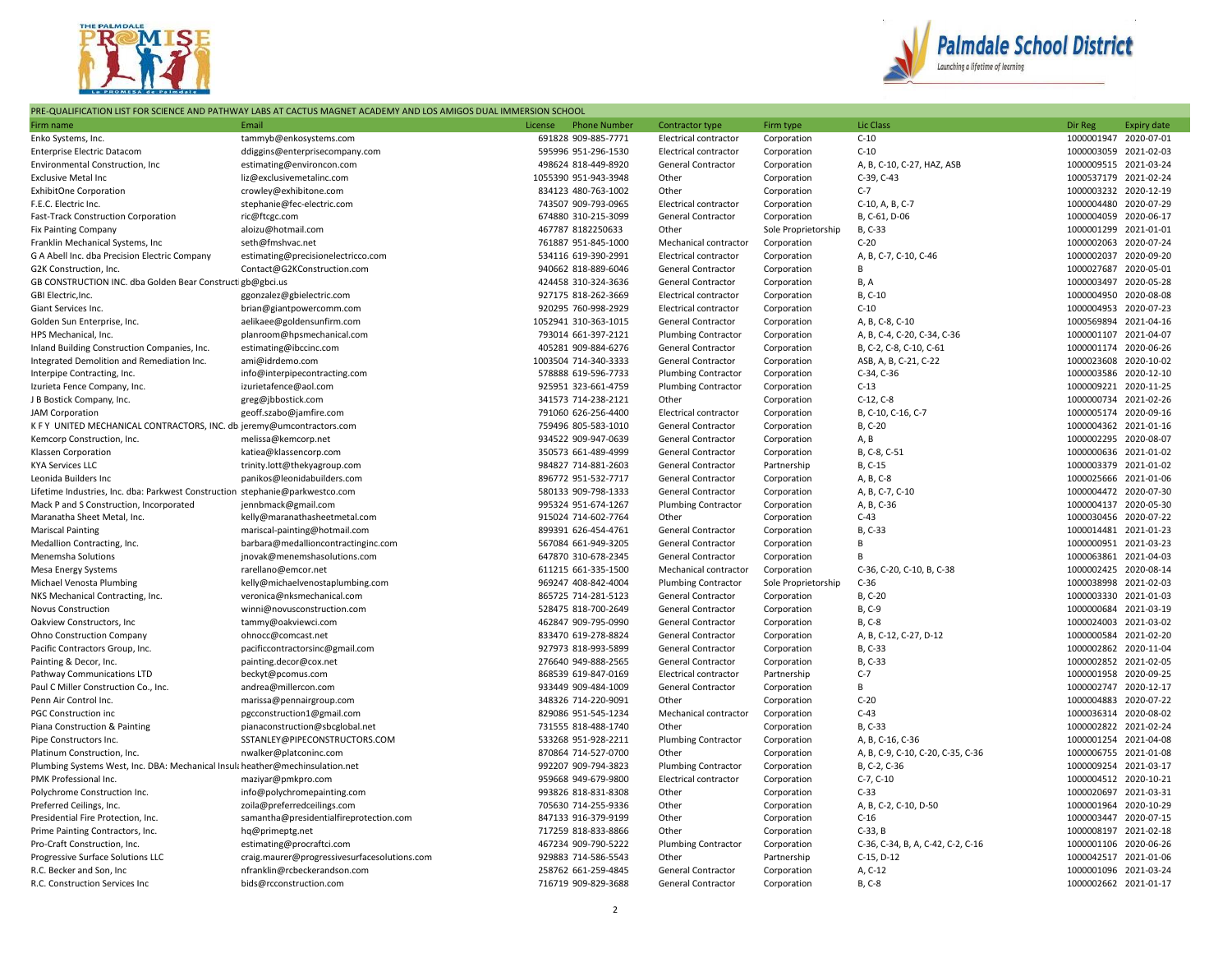PRE-QUALIFICATION LIST FOR SCIENCE AND PATHWAY LABS AT CACTUS MAGNET ACADEMY AND LOS AMIGOS DUAL IMMERSION SCHOOL

| Firm name | Email | License | Phone Number | Contractor type | Firm type | Lic Class | Dir Reg | Expiry date |
|---|---|---|---|---|---|---|---|---|
| Enko Systems, Inc. | tammyb@enkosystems.com | 691828 | 909-885-7771 | Electrical contractor | Corporation | C-10 | 1000001947 | 2020-07-01 |
| Enterprise Electric Datacom | ddiggins@enterprisecompany.com | 595996 | 951-296-1530 | Electrical contractor | Corporation | C-10 | 1000003059 | 2021-02-03 |
| Environmental Construction, Inc | estimating@environcon.com | 498624 | 818-449-8920 | General Contractor | Corporation | A, B, C-10, C-27, HAZ, ASB | 1000009515 | 2021-03-24 |
| Exclusive Metal Inc | liz@exclusivemetalinc.com | 1055390 | 951-943-3948 | Other | Corporation | C-39, C-43 | 1000537179 | 2021-02-24 |
| ExhibitOne Corporation | crowley@exhibitone.com | 834123 | 480-763-1002 | Other | Corporation | C-7 | 1000003232 | 2020-12-19 |
| F.E.C. Electric Inc. | stephanie@fec-electric.com | 743507 | 909-793-0965 | Electrical contractor | Corporation | C-10, A, B, C-7 | 1000004480 | 2020-07-29 |
| Fast-Track Construction Corporation | ric@ftcgc.com | 674880 | 310-215-3099 | General Contractor | Corporation | B, C-61, D-06 | 1000004059 | 2020-06-17 |
| Fix Painting Company | aloizu@hotmail.com | 467787 | 8182250633 | Other | Sole Proprietorship | B, C-33 | 1000001299 | 2021-01-01 |
| Franklin Mechanical Systems, Inc | seth@fmshvac.net | 761887 | 951-845-1000 | Mechanical contractor | Corporation | C-20 | 1000002063 | 2020-07-24 |
| G A Abell Inc. dba Precision Electric Company | estimating@precisionelectricco.com | 534116 | 619-390-2991 | Electrical contractor | Corporation | A, B, C-7, C-10, C-46 | 1000002037 | 2020-09-20 |
| G2K Construction, Inc. | Contact@G2KConstruction.com | 940662 | 818-889-6046 | General Contractor | Corporation | B | 1000027687 | 2020-05-01 |
| GB CONSTRUCTION INC. dba Golden Bear Construct | gb@gbci.us | 424458 | 310-324-3636 | General Contractor | Corporation | B, A | 1000003497 | 2020-05-28 |
| GBI Electric,Inc. | ggonzalez@gbielectric.com | 927175 | 818-262-3669 | Electrical contractor | Corporation | B, C-10 | 1000004950 | 2020-08-08 |
| Giant Services Inc. | brian@giantpowercomm.com | 920295 | 760-998-2929 | Electrical contractor | Corporation | C-10 | 1000004953 | 2020-07-23 |
| Golden Sun Enterprise, Inc. | aelikaee@goldensunfirm.com | 1052941 | 310-363-1015 | General Contractor | Corporation | A, B, C-8, C-10 | 1000569894 | 2021-04-16 |
| HPS Mechanical, Inc. | planroom@hpsmechanical.com | 793014 | 661-397-2121 | Plumbing Contractor | Corporation | A, B, C-4, C-20, C-34, C-36 | 1000001107 | 2021-04-07 |
| Inland Building Construction Companies, Inc. | estimating@ibccinc.com | 405281 | 909-884-6276 | General Contractor | Corporation | B, C-2, C-8, C-10, C-61 | 1000001174 | 2020-06-26 |
| Integrated Demolition and Remediation Inc. | ami@idrdemo.com | 1003504 | 714-340-3333 | General Contractor | Corporation | ASB, A, B, C-21, C-22 | 1000023608 | 2020-10-02 |
| Interpipe Contracting, Inc. | info@interpipecontracting.com | 578888 | 619-596-7733 | Plumbing Contractor | Corporation | C-34, C-36 | 1000003586 | 2020-12-10 |
| Izurieta Fence Company, Inc. | izurietafence@aol.com | 925951 | 323-661-4759 | Plumbing Contractor | Corporation | C-13 | 1000009221 | 2020-11-25 |
| J B Bostick Company, Inc. | greg@jbbostick.com | 341573 | 714-238-2121 | Other | Corporation | C-12, C-8 | 1000000734 | 2021-02-26 |
| JAM Corporation | geoff.szabo@jamfire.com | 791060 | 626-256-4400 | Electrical contractor | Corporation | B, C-10, C-16, C-7 | 1000005174 | 2020-09-16 |
| K F Y UNITED MECHANICAL CONTRACTORS, INC. db | jeremy@umcontractors.com | 759496 | 805-583-1010 | General Contractor | Corporation | B, C-20 | 1000004362 | 2021-01-16 |
| Kemcorp Construction, Inc. | melissa@kemcorp.net | 934522 | 909-947-0639 | General Contractor | Corporation | A, B | 1000002295 | 2020-08-07 |
| Klassen Corporation | katiea@klassencorp.com | 350573 | 661-489-4999 | General Contractor | Corporation | B, C-8, C-51 | 1000000636 | 2021-01-02 |
| KYA Services LLC | trinity.lott@thekyagroup.com | 984827 | 714-881-2603 | General Contractor | Partnership | B, C-15 | 1000003379 | 2021-01-02 |
| Leonida Builders Inc | panikos@leonidabuilders.com | 896772 | 951-532-7717 | General Contractor | Corporation | A, B, C-8 | 1000025666 | 2021-01-06 |
| Lifetime Industries, Inc. dba: Parkwest Construction | stephanie@parkwestco.com | 580133 | 909-798-1333 | General Contractor | Corporation | A, B, C-7, C-10 | 1000004472 | 2020-07-30 |
| Mack P and S Construction, Incorporated | jennbmack@gmail.com | 995324 | 951-674-1267 | Plumbing Contractor | Corporation | A, B, C-36 | 1000004137 | 2020-05-30 |
| Maranatha Sheet Metal, Inc. | kelly@maranathasheetmetal.com | 915024 | 714-602-7764 | Other | Corporation | C-43 | 1000030456 | 2020-07-22 |
| Mariscal Painting | mariscal-painting@hotmail.com | 899391 | 626-454-4761 | General Contractor | Corporation | B, C-33 | 1000014481 | 2021-01-23 |
| Medallion Contracting, Inc. | barbara@medallioncontractinginc.com | 567084 | 661-949-3205 | General Contractor | Corporation | B | 1000000951 | 2021-03-23 |
| Menemsha Solutions | jnovak@menemshasolutions.com | 647870 | 310-678-2345 | General Contractor | Corporation | B | 1000063861 | 2021-04-03 |
| Mesa Energy Systems | rarellano@emcor.net | 611215 | 661-335-1500 | Mechanical contractor | Corporation | C-36, C-20, C-10, B, C-38 | 1000002425 | 2020-08-14 |
| Michael Venosta Plumbing | kelly@michaelvenostaplumbing.com | 969247 | 408-842-4004 | Plumbing Contractor | Sole Proprietorship | C-36 | 1000038998 | 2021-02-03 |
| NKS Mechanical Contracting, Inc. | veronica@nksmechanical.com | 865725 | 714-281-5123 | General Contractor | Corporation | B, C-20 | 1000003330 | 2021-01-03 |
| Novus Construction | winni@novusconstruction.com | 528475 | 818-700-2649 | General Contractor | Corporation | B, C-9 | 1000000684 | 2021-03-19 |
| Oakview Constructors, Inc | tammy@oakviewci.com | 462847 | 909-795-0990 | General Contractor | Corporation | B, C-8 | 1000024003 | 2021-03-02 |
| Ohno Construction Company | ohnocc@comcast.net | 833470 | 619-278-8824 | General Contractor | Corporation | A, B, C-12, C-27, D-12 | 1000000584 | 2021-02-20 |
| Pacific Contractors Group, Inc. | pacificcontractorsinc@gmail.com | 927973 | 818-993-5899 | General Contractor | Corporation | B, C-33 | 1000002862 | 2020-11-04 |
| Painting & Decor, Inc. | painting.decor@cox.net | 276640 | 949-888-2565 | General Contractor | Corporation | B, C-33 | 1000002852 | 2021-02-05 |
| Pathway Communications LTD | beckyt@pcomus.com | 868539 | 619-847-0169 | Electrical contractor | Partnership | C-7 | 1000001958 | 2020-09-25 |
| Paul C Miller Construction Co., Inc. | andrea@millercon.com | 933449 | 909-484-1009 | General Contractor | Corporation | B | 1000002747 | 2020-12-17 |
| Penn Air Control Inc. | marissa@pennairgroup.com | 348326 | 714-220-9091 | Other | Corporation | C-20 | 1000004883 | 2020-07-22 |
| PGC Construction inc | pgcconstruction1@gmail.com | 829086 | 951-545-1234 | Mechanical contractor | Corporation | C-43 | 1000036314 | 2020-08-02 |
| Piana Construction & Painting | pianaconstruction@sbcglobal.net | 731555 | 818-488-1740 | Other | Corporation | B, C-33 | 1000002822 | 2021-02-24 |
| Pipe Constructors Inc. | SSTANLEY@PIPECONSTRUCTORS.COM | 533268 | 951-928-2211 | Plumbing Contractor | Corporation | A, B, C-16, C-36 | 1000001254 | 2021-04-08 |
| Platinum Construction, Inc. | nwalker@platconinc.com | 870864 | 714-527-0700 | Other | Corporation | A, B, C-9, C-10, C-20, C-35, C-36 | 1000006755 | 2021-01-08 |
| Plumbing Systems West, Inc. DBA: Mechanical Insul | heather@mechinsulation.net | 992207 | 909-794-3823 | Plumbing Contractor | Corporation | B, C-2, C-36 | 1000009254 | 2021-03-17 |
| PMK Professional Inc. | maziyar@pmkpro.com | 959668 | 949-679-9800 | Electrical contractor | Corporation | C-7, C-10 | 1000004512 | 2020-10-21 |
| Polychrome Construction Inc. | info@polychromepainting.com | 993826 | 818-831-8308 | Other | Corporation | C-33 | 1000020697 | 2021-03-31 |
| Preferred Ceilings, Inc. | zoila@preferredceilings.com | 705630 | 714-255-9336 | Other | Corporation | A, B, C-2, C-10, D-50 | 1000001964 | 2020-10-29 |
| Presidential Fire Protection, Inc. | samantha@presidentialfireprotection.com | 847133 | 916-379-9199 | Other | Corporation | C-16 | 1000003447 | 2020-07-15 |
| Prime Painting Contractors, Inc. | hq@primeptg.net | 717259 | 818-833-8866 | Other | Corporation | C-33, B | 1000008197 | 2021-02-18 |
| Pro-Craft Construction, Inc. | estimating@procraftci.com | 467234 | 909-790-5222 | Plumbing Contractor | Corporation | C-36, C-34, B, A, C-42, C-2, C-16 | 1000001106 | 2020-06-26 |
| Progressive Surface Solutions LLC | craig.maurer@progressivesurfacesolutions.com | 929883 | 714-586-5543 | Other | Partnership | C-15, D-12 | 1000042517 | 2021-01-06 |
| R.C. Becker and Son, Inc | nfranklin@rcbeckerandson.com | 258762 | 661-259-4845 | General Contractor | Corporation | A, C-12 | 1000001096 | 2021-03-24 |
| R.C. Construction Services Inc | bids@rcconstruction.com | 716719 | 909-829-3688 | General Contractor | Corporation | B, C-8 | 1000002662 | 2021-01-17 |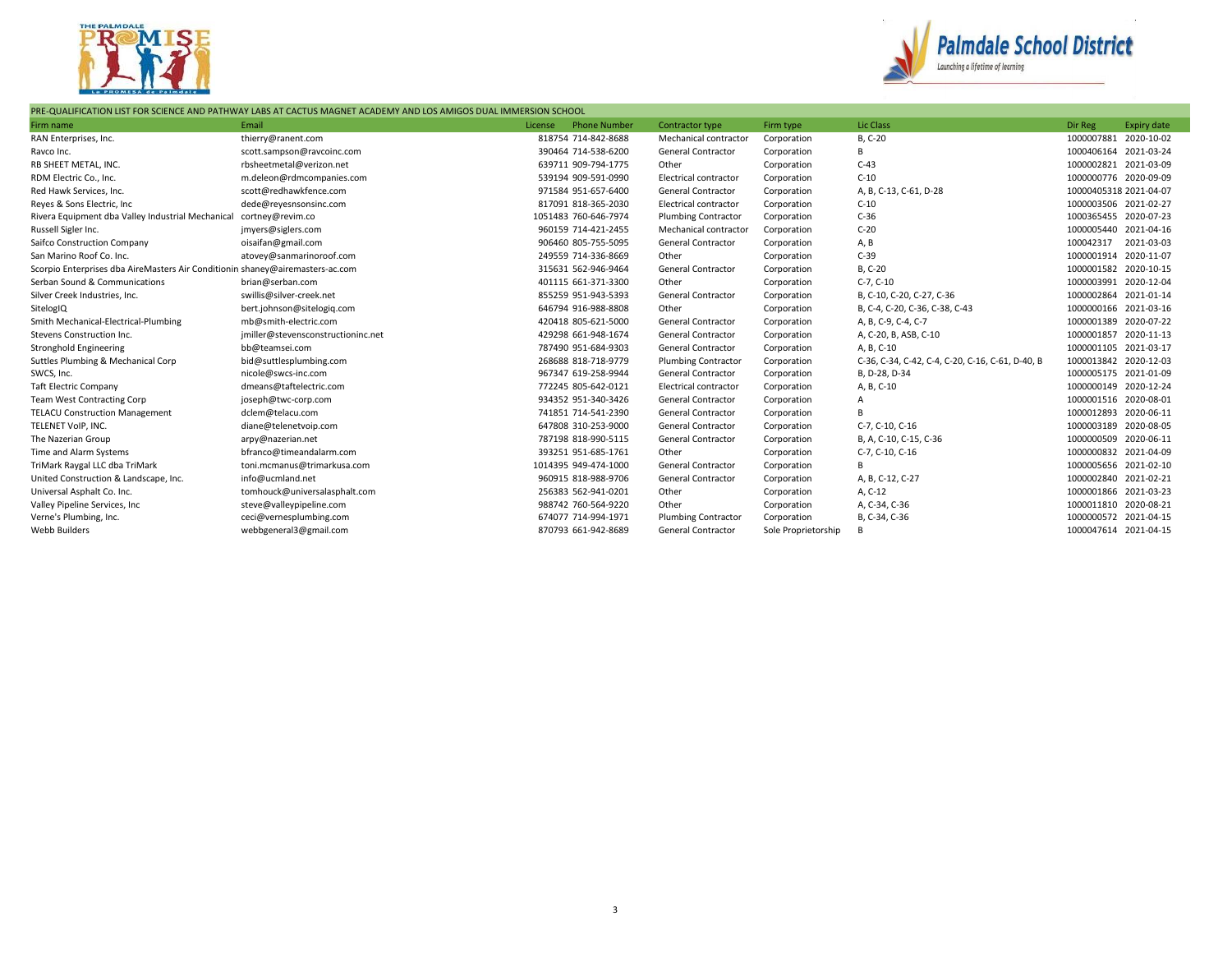PRE-QUALIFICATION LIST FOR SCIENCE AND PATHWAY LABS AT CACTUS MAGNET ACADEMY AND LOS AMIGOS DUAL IMMERSION SCHOOL

| Firm name | Email | License | Phone Number | Contractor type | Firm type | Lic Class | Dir Reg | Expiry date |
|---|---|---|---|---|---|---|---|---|
| RAN Enterprises, Inc. | thierry@ranent.com | 818754 | 714-842-8688 | Mechanical contractor | Corporation | B, C-20 | 1000007881 | 2020-10-02 |
| Ravco Inc. | scott.sampson@ravcoinc.com | 390464 | 714-538-6200 | General Contractor | Corporation | B | 1000406164 | 2021-03-24 |
| RB SHEET METAL, INC. | rbsheetmetal@verizon.net | 639711 | 909-794-1775 | Other | Corporation | C-43 | 1000002821 | 2021-03-09 |
| RDM Electric Co., Inc. | m.deleon@rdmcompanies.com | 539194 | 909-591-0990 | Electrical contractor | Corporation | C-10 | 1000000776 | 2020-09-09 |
| Red Hawk Services, Inc. | scott@redhawkfence.com | 971584 | 951-657-6400 | General Contractor | Corporation | A, B, C-13, C-61, D-28 | 10000405318 | 2021-04-07 |
| Reyes & Sons Electric, Inc | dede@reyesnsonsinc.com | 817091 | 818-365-2030 | Electrical contractor | Corporation | C-10 | 1000003506 | 2021-02-27 |
| Rivera Equipment dba Valley Industrial Mechanical | cortney@revim.co | 1051483 | 760-646-7974 | Plumbing Contractor | Corporation | C-36 | 1000365455 | 2020-07-23 |
| Russell Sigler Inc. | jmyers@siglers.com | 960159 | 714-421-2455 | Mechanical contractor | Corporation | C-20 | 1000005440 | 2021-04-16 |
| Saifco Construction Company | oisaifan@gmail.com | 906460 | 805-755-5095 | General Contractor | Corporation | A, B | 100042317 | 2021-03-03 |
| San Marino Roof Co. Inc. | atovey@sanmarinoroof.com | 249559 | 714-336-8669 | Other | Corporation | C-39 | 1000001914 | 2020-11-07 |
| Scorpio Enterprises dba AireMasters Air Conditionin | shaney@airemasters-ac.com | 315631 | 562-946-9464 | General Contractor | Corporation | B, C-20 | 1000001582 | 2020-10-15 |
| Serban Sound & Communications | brian@serban.com | 401115 | 661-371-3300 | Other | Corporation | C-7, C-10 | 1000003991 | 2020-12-04 |
| Silver Creek Industries, Inc. | swillis@silver-creek.net | 855259 | 951-943-5393 | General Contractor | Corporation | B, C-10, C-20, C-27, C-36 | 1000002864 | 2021-01-14 |
| SitelogIQ | bert.johnson@sitelogiq.com | 646794 | 916-988-8808 | Other | Corporation | B, C-4, C-20, C-36, C-38, C-43 | 1000000166 | 2021-03-16 |
| Smith Mechanical-Electrical-Plumbing | mb@smith-electric.com | 420418 | 805-621-5000 | General Contractor | Corporation | A, B, C-9, C-4, C-7 | 1000001389 | 2020-07-22 |
| Stevens Construction Inc. | jmiller@stevensconstructioninc.net | 429298 | 661-948-1674 | General Contractor | Corporation | A, C-20, B, ASB, C-10 | 1000001857 | 2020-11-13 |
| Stronghold Engineering | bb@teamsei.com | 787490 | 951-684-9303 | General Contractor | Corporation | A, B, C-10 | 1000001105 | 2021-03-17 |
| Suttles Plumbing & Mechanical Corp | bid@suttlesplumbing.com | 268688 | 818-718-9779 | Plumbing Contractor | Corporation | C-36, C-34, C-42, C-4, C-20, C-16, C-61, D-40, B | 1000013842 | 2020-12-03 |
| SWCS, Inc. | nicole@swcs-inc.com | 967347 | 619-258-9944 | General Contractor | Corporation | B, D-28, D-34 | 1000005175 | 2021-01-09 |
| Taft Electric Company | dmeans@taftelectric.com | 772245 | 805-642-0121 | Electrical contractor | Corporation | A, B, C-10 | 1000000149 | 2020-12-24 |
| Team West Contracting Corp | joseph@twc-corp.com | 934352 | 951-340-3426 | General Contractor | Corporation | A | 1000001516 | 2020-08-01 |
| TELACU Construction Management | dclem@telacu.com | 741851 | 714-541-2390 | General Contractor | Corporation | B | 1000012893 | 2020-06-11 |
| TELENET VoIP, INC. | diane@telenetvoip.com | 647808 | 310-253-9000 | General Contractor | Corporation | C-7, C-10, C-16 | 1000003189 | 2020-08-05 |
| The Nazerian Group | arpy@nazerian.net | 787198 | 818-990-5115 | General Contractor | Corporation | B, A, C-10, C-15, C-36 | 1000000509 | 2020-06-11 |
| Time and Alarm Systems | bfranco@timeandalarm.com | 393251 | 951-685-1761 | Other | Corporation | C-7, C-10, C-16 | 1000000832 | 2021-04-09 |
| TriMark Raygal LLC dba TriMark | toni.mcmanus@trimarkusa.com | 1014395 | 949-474-1000 | General Contractor | Corporation | B | 1000005656 | 2021-02-10 |
| United Construction & Landscape, Inc. | info@ucmland.net | 960915 | 818-988-9706 | General Contractor | Corporation | A, B, C-12, C-27 | 1000002840 | 2021-02-21 |
| Universal Asphalt Co. Inc. | tomhouck@universalasphalt.com | 256383 | 562-941-0201 | Other | Corporation | A, C-12 | 1000001866 | 2021-03-23 |
| Valley Pipeline Services, Inc | steve@valleypipeline.com | 988742 | 760-564-9220 | Other | Corporation | A, C-34, C-36 | 1000011810 | 2020-08-21 |
| Verne's Plumbing, Inc. | ceci@vernesplumbing.com | 674077 | 714-994-1971 | Plumbing Contractor | Corporation | B, C-34, C-36 | 1000000572 | 2021-04-15 |
| Webb Builders | webbgeneral3@gmail.com | 870793 | 661-942-8689 | General Contractor | Sole Proprietorship | B | 1000047614 | 2021-04-15 |